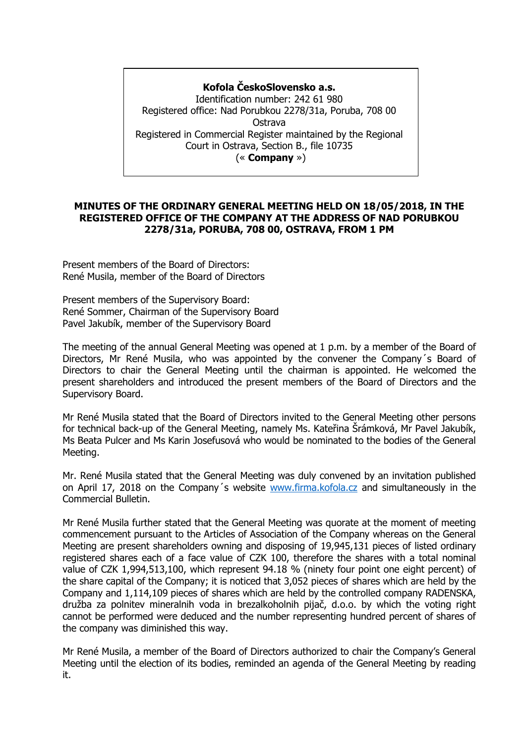**Kofola ČeskoSlovensko a.s.**
Identification number: 242 61 980
Registered office: Nad Porubkou 2278/31a, Poruba, 708 00 Ostrava
Registered in Commercial Register maintained by the Regional Court in Ostrava, Section B., file 10735
(« **Company** »)

**MINUTES OF THE ORDINARY GENERAL MEETING HELD ON 18/05/2018, IN THE REGISTERED OFFICE OF THE COMPANY AT THE ADDRESS OF NAD PORUBKOU 2278/31a, PORUBA, 708 00, OSTRAVA, FROM 1 PM**

Present members of the Board of Directors:
René Musila, member of the Board of Directors

Present members of the Supervisory Board:
René Sommer, Chairman of the Supervisory Board
Pavel Jakubík, member of the Supervisory Board

The meeting of the annual General Meeting was opened at 1 p.m. by a member of the Board of Directors, Mr René Musila, who was appointed by the convener the Company´s Board of Directors to chair the General Meeting until the chairman is appointed. He welcomed the present shareholders and introduced the present members of the Board of Directors and the Supervisory Board.

Mr René Musila stated that the Board of Directors invited to the General Meeting other persons for technical back-up of the General Meeting, namely Ms. Kateřina Šrámková, Mr Pavel Jakubík, Ms Beata Pulcer and Ms Karin Josefusová who would be nominated to the bodies of the General Meeting.

Mr. René Musila stated that the General Meeting was duly convened by an invitation published on April 17, 2018 on the Company´s website www.firma.kofola.cz and simultaneously in the Commercial Bulletin.

Mr René Musila further stated that the General Meeting was quorate at the moment of meeting commencement pursuant to the Articles of Association of the Company whereas on the General Meeting are present shareholders owning and disposing of 19,945,131 pieces of listed ordinary registered shares each of a face value of CZK 100, therefore the shares with a total nominal value of CZK 1,994,513,100, which represent 94.18 % (ninety four point one eight percent) of the share capital of the Company; it is noticed that 3,052 pieces of shares which are held by the Company and 1,114,109 pieces of shares which are held by the controlled company RADENSKA, družba za polnitev mineralnih voda in brezalkoholnih pijač, d.o.o. by which the voting right cannot be performed were deduced and the number representing hundred percent of shares of the company was diminished this way.

Mr René Musila, a member of the Board of Directors authorized to chair the Company's General Meeting until the election of its bodies, reminded an agenda of the General Meeting by reading it.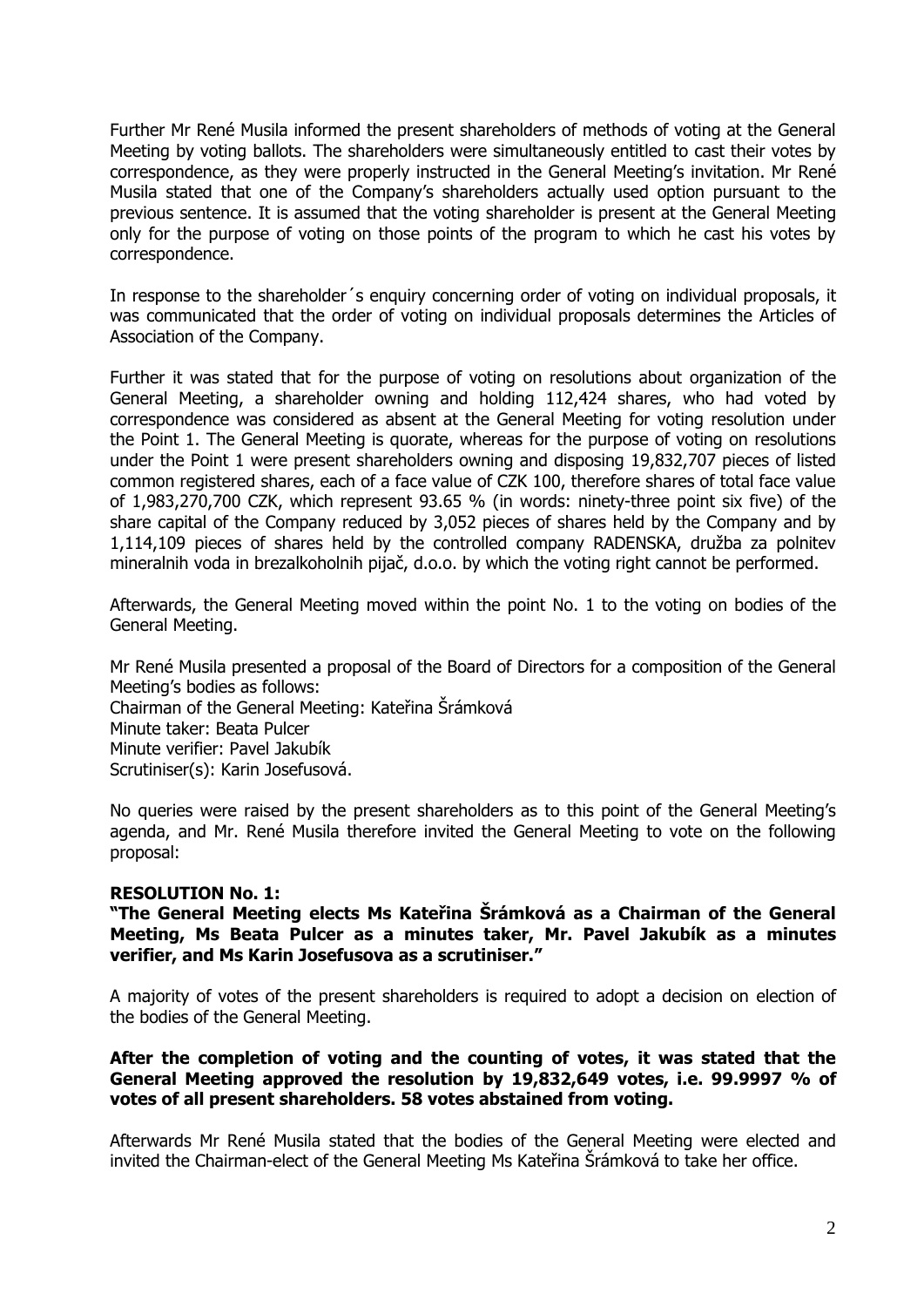Further Mr René Musila informed the present shareholders of methods of voting at the General Meeting by voting ballots. The shareholders were simultaneously entitled to cast their votes by correspondence, as they were properly instructed in the General Meeting's invitation. Mr René Musila stated that one of the Company's shareholders actually used option pursuant to the previous sentence. It is assumed that the voting shareholder is present at the General Meeting only for the purpose of voting on those points of the program to which he cast his votes by correspondence.

In response to the shareholder´s enquiry concerning order of voting on individual proposals, it was communicated that the order of voting on individual proposals determines the Articles of Association of the Company.

Further it was stated that for the purpose of voting on resolutions about organization of the General Meeting, a shareholder owning and holding 112,424 shares, who had voted by correspondence was considered as absent at the General Meeting for voting resolution under the Point 1. The General Meeting is quorate, whereas for the purpose of voting on resolutions under the Point 1 were present shareholders owning and disposing 19,832,707 pieces of listed common registered shares, each of a face value of CZK 100, therefore shares of total face value of 1,983,270,700 CZK, which represent 93.65 % (in words: ninety-three point six five) of the share capital of the Company reduced by 3,052 pieces of shares held by the Company and by 1,114,109 pieces of shares held by the controlled company RADENSKA, družba za polnitev mineralnih voda in brezalkoholnih pijač, d.o.o. by which the voting right cannot be performed.

Afterwards, the General Meeting moved within the point No. 1 to the voting on bodies of the General Meeting.

Mr René Musila presented a proposal of the Board of Directors for a composition of the General Meeting's bodies as follows:
Chairman of the General Meeting: Kateřina Šrámková
Minute taker: Beata Pulcer
Minute verifier: Pavel Jakubík
Scrutiniser(s): Karin Josefusová.

No queries were raised by the present shareholders as to this point of the General Meeting's agenda, and Mr. René Musila therefore invited the General Meeting to vote on the following proposal:

**RESOLUTION No. 1:**
**"The General Meeting elects Ms Kateřina Šrámková as a Chairman of the General Meeting, Ms Beata Pulcer as a minutes taker, Mr. Pavel Jakubík as a minutes verifier, and Ms Karin Josefusova as a scrutiniser."**

A majority of votes of the present shareholders is required to adopt a decision on election of the bodies of the General Meeting.

**After the completion of voting and the counting of votes, it was stated that the General Meeting approved the resolution by 19,832,649 votes, i.e. 99.9997 % of votes of all present shareholders. 58 votes abstained from voting.**

Afterwards Mr René Musila stated that the bodies of the General Meeting were elected and invited the Chairman-elect of the General Meeting Ms Kateřina Šrámková to take her office.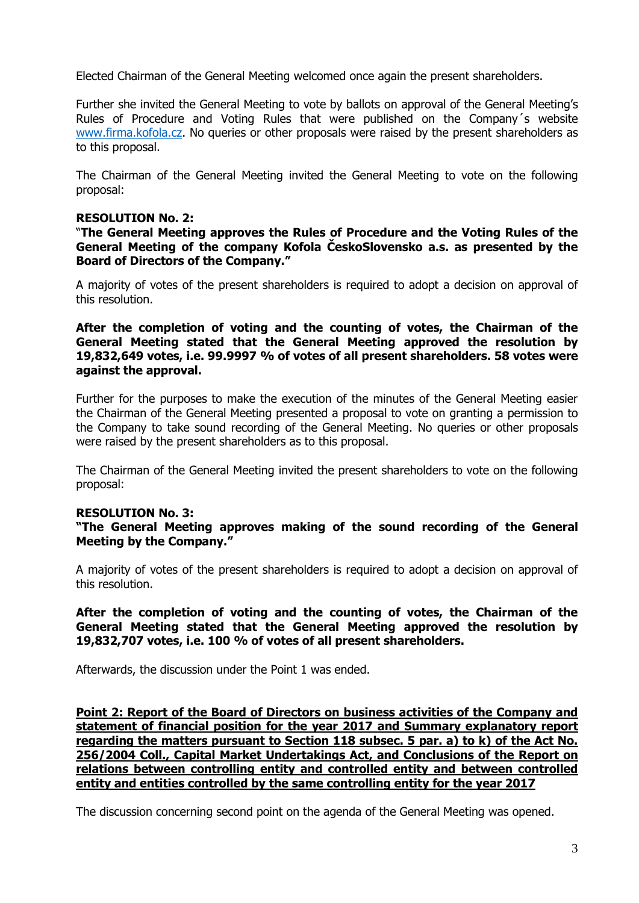Elected Chairman of the General Meeting welcomed once again the present shareholders.

Further she invited the General Meeting to vote by ballots on approval of the General Meeting's Rules of Procedure and Voting Rules that were published on the Company´s website www.firma.kofola.cz. No queries or other proposals were raised by the present shareholders as to this proposal.

The Chairman of the General Meeting invited the General Meeting to vote on the following proposal:

**RESOLUTION No. 2:**
**"The General Meeting approves the Rules of Procedure and the Voting Rules of the General Meeting of the company Kofola ČeskoSlovensko a.s. as presented by the Board of Directors of the Company."**

A majority of votes of the present shareholders is required to adopt a decision on approval of this resolution.

**After the completion of voting and the counting of votes, the Chairman of the General Meeting stated that the General Meeting approved the resolution by 19,832,649 votes, i.e. 99.9997 % of votes of all present shareholders. 58 votes were against the approval.**

Further for the purposes to make the execution of the minutes of the General Meeting easier the Chairman of the General Meeting presented a proposal to vote on granting a permission to the Company to take sound recording of the General Meeting. No queries or other proposals were raised by the present shareholders as to this proposal.

The Chairman of the General Meeting invited the present shareholders to vote on the following proposal:

**RESOLUTION No. 3:**
**"The General Meeting approves making of the sound recording of the General Meeting by the Company."**

A majority of votes of the present shareholders is required to adopt a decision on approval of this resolution.

**After the completion of voting and the counting of votes, the Chairman of the General Meeting stated that the General Meeting approved the resolution by 19,832,707 votes, i.e. 100 % of votes of all present shareholders.**

Afterwards, the discussion under the Point 1 was ended.

**Point 2: Report of the Board of Directors on business activities of the Company and statement of financial position for the year 2017 and Summary explanatory report regarding the matters pursuant to Section 118 subsec. 5 par. a) to k) of the Act No. 256/2004 Coll., Capital Market Undertakings Act, and Conclusions of the Report on relations between controlling entity and controlled entity and between controlled entity and entities controlled by the same controlling entity for the year 2017**

The discussion concerning second point on the agenda of the General Meeting was opened.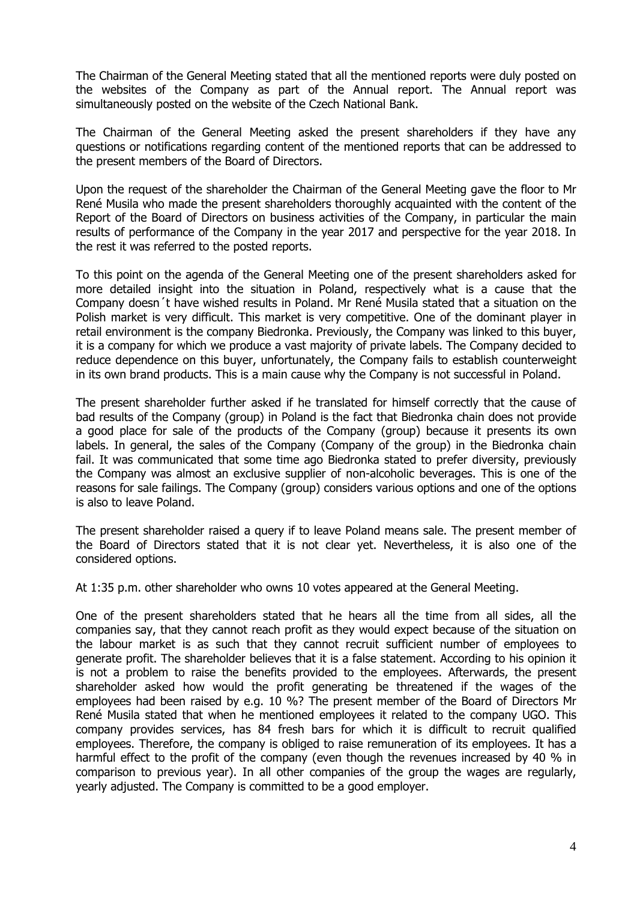The Chairman of the General Meeting stated that all the mentioned reports were duly posted on the websites of the Company as part of the Annual report. The Annual report was simultaneously posted on the website of the Czech National Bank.

The Chairman of the General Meeting asked the present shareholders if they have any questions or notifications regarding content of the mentioned reports that can be addressed to the present members of the Board of Directors.

Upon the request of the shareholder the Chairman of the General Meeting gave the floor to Mr René Musila who made the present shareholders thoroughly acquainted with the content of the Report of the Board of Directors on business activities of the Company, in particular the main results of performance of the Company in the year 2017 and perspective for the year 2018. In the rest it was referred to the posted reports.

To this point on the agenda of the General Meeting one of the present shareholders asked for more detailed insight into the situation in Poland, respectively what is a cause that the Company doesn´t have wished results in Poland. Mr René Musila stated that a situation on the Polish market is very difficult. This market is very competitive. One of the dominant player in retail environment is the company Biedronka. Previously, the Company was linked to this buyer, it is a company for which we produce a vast majority of private labels. The Company decided to reduce dependence on this buyer, unfortunately, the Company fails to establish counterweight in its own brand products. This is a main cause why the Company is not successful in Poland.

The present shareholder further asked if he translated for himself correctly that the cause of bad results of the Company (group) in Poland is the fact that Biedronka chain does not provide a good place for sale of the products of the Company (group) because it presents its own labels. In general, the sales of the Company (Company of the group) in the Biedronka chain fail. It was communicated that some time ago Biedronka stated to prefer diversity, previously the Company was almost an exclusive supplier of non-alcoholic beverages. This is one of the reasons for sale failings. The Company (group) considers various options and one of the options is also to leave Poland.

The present shareholder raised a query if to leave Poland means sale. The present member of the Board of Directors stated that it is not clear yet. Nevertheless, it is also one of the considered options.

At 1:35 p.m. other shareholder who owns 10 votes appeared at the General Meeting.

One of the present shareholders stated that he hears all the time from all sides, all the companies say, that they cannot reach profit as they would expect because of the situation on the labour market is as such that they cannot recruit sufficient number of employees to generate profit. The shareholder believes that it is a false statement. According to his opinion it is not a problem to raise the benefits provided to the employees. Afterwards, the present shareholder asked how would the profit generating be threatened if the wages of the employees had been raised by e.g. 10 %? The present member of the Board of Directors Mr René Musila stated that when he mentioned employees it related to the company UGO. This company provides services, has 84 fresh bars for which it is difficult to recruit qualified employees. Therefore, the company is obliged to raise remuneration of its employees. It has a harmful effect to the profit of the company (even though the revenues increased by 40 % in comparison to previous year). In all other companies of the group the wages are regularly, yearly adjusted. The Company is committed to be a good employer.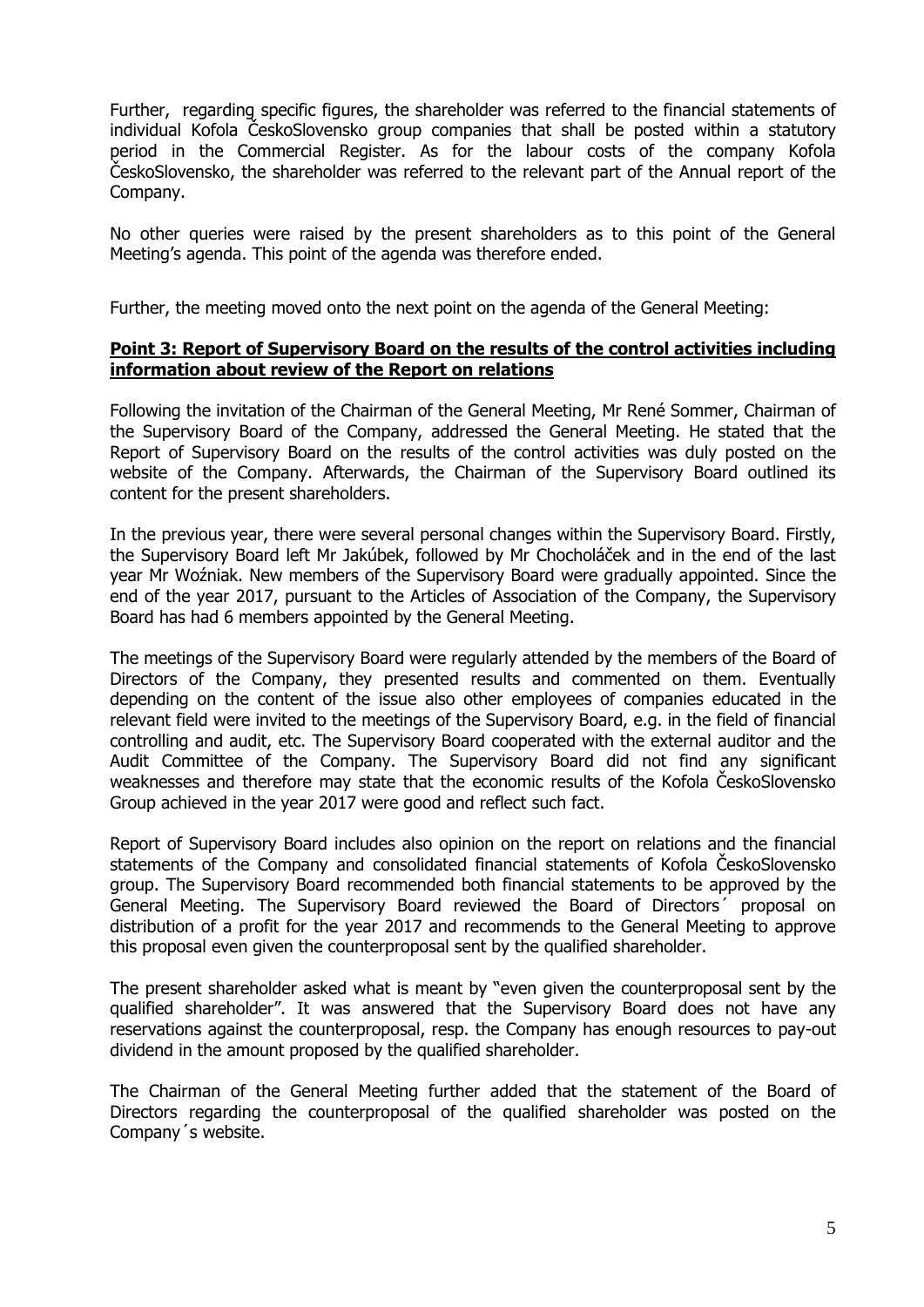Further, regarding specific figures, the shareholder was referred to the financial statements of individual Kofola ČeskoSlovensko group companies that shall be posted within a statutory period in the Commercial Register. As for the labour costs of the company Kofola ČeskoSlovensko, the shareholder was referred to the relevant part of the Annual report of the Company.

No other queries were raised by the present shareholders as to this point of the General Meeting's agenda. This point of the agenda was therefore ended.

Further, the meeting moved onto the next point on the agenda of the General Meeting:

**Point 3: Report of Supervisory Board on the results of the control activities including information about review of the Report on relations**

Following the invitation of the Chairman of the General Meeting, Mr René Sommer, Chairman of the Supervisory Board of the Company, addressed the General Meeting. He stated that the Report of Supervisory Board on the results of the control activities was duly posted on the website of the Company. Afterwards, the Chairman of the Supervisory Board outlined its content for the present shareholders.

In the previous year, there were several personal changes within the Supervisory Board. Firstly, the Supervisory Board left Mr Jakúbek, followed by Mr Chocholáček and in the end of the last year Mr Woźniak. New members of the Supervisory Board were gradually appointed. Since the end of the year 2017, pursuant to the Articles of Association of the Company, the Supervisory Board has had 6 members appointed by the General Meeting.

The meetings of the Supervisory Board were regularly attended by the members of the Board of Directors of the Company, they presented results and commented on them. Eventually depending on the content of the issue also other employees of companies educated in the relevant field were invited to the meetings of the Supervisory Board, e.g. in the field of financial controlling and audit, etc. The Supervisory Board cooperated with the external auditor and the Audit Committee of the Company. The Supervisory Board did not find any significant weaknesses and therefore may state that the economic results of the Kofola ČeskoSlovensko Group achieved in the year 2017 were good and reflect such fact.

Report of Supervisory Board includes also opinion on the report on relations and the financial statements of the Company and consolidated financial statements of Kofola ČeskoSlovensko group. The Supervisory Board recommended both financial statements to be approved by the General Meeting. The Supervisory Board reviewed the Board of Directors´ proposal on distribution of a profit for the year 2017 and recommends to the General Meeting to approve this proposal even given the counterproposal sent by the qualified shareholder.

The present shareholder asked what is meant by "even given the counterproposal sent by the qualified shareholder". It was answered that the Supervisory Board does not have any reservations against the counterproposal, resp. the Company has enough resources to pay-out dividend in the amount proposed by the qualified shareholder.

The Chairman of the General Meeting further added that the statement of the Board of Directors regarding the counterproposal of the qualified shareholder was posted on the Company´s website.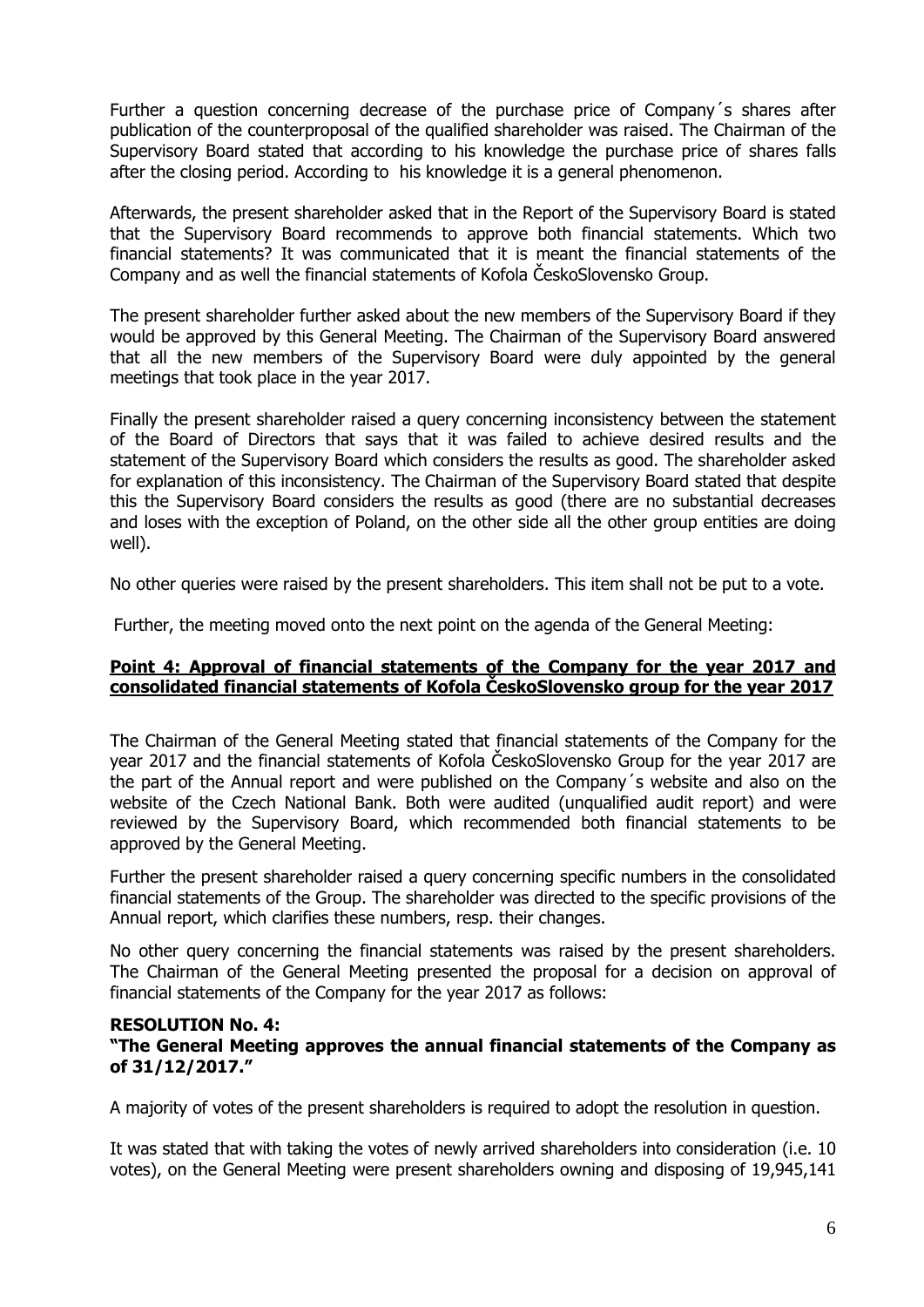Further a question concerning decrease of the purchase price of Company´s shares after publication of the counterproposal of the qualified shareholder was raised. The Chairman of the Supervisory Board stated that according to his knowledge the purchase price of shares falls after the closing period. According to his knowledge it is a general phenomenon.

Afterwards, the present shareholder asked that in the Report of the Supervisory Board is stated that the Supervisory Board recommends to approve both financial statements. Which two financial statements? It was communicated that it is meant the financial statements of the Company and as well the financial statements of Kofola ČeskoSlovensko Group.

The present shareholder further asked about the new members of the Supervisory Board if they would be approved by this General Meeting. The Chairman of the Supervisory Board answered that all the new members of the Supervisory Board were duly appointed by the general meetings that took place in the year 2017.

Finally the present shareholder raised a query concerning inconsistency between the statement of the Board of Directors that says that it was failed to achieve desired results and the statement of the Supervisory Board which considers the results as good. The shareholder asked for explanation of this inconsistency. The Chairman of the Supervisory Board stated that despite this the Supervisory Board considers the results as good (there are no substantial decreases and loses with the exception of Poland, on the other side all the other group entities are doing well).

No other queries were raised by the present shareholders. This item shall not be put to a vote.

Further, the meeting moved onto the next point on the agenda of the General Meeting:

**Point 4: Approval of financial statements of the Company for the year 2017 and consolidated financial statements of Kofola ČeskoSlovensko group for the year 2017**

The Chairman of the General Meeting stated that financial statements of the Company for the year 2017 and the financial statements of Kofola ČeskoSlovensko Group for the year 2017 are the part of the Annual report and were published on the Company´s website and also on the website of the Czech National Bank. Both were audited (unqualified audit report) and were reviewed by the Supervisory Board, which recommended both financial statements to be approved by the General Meeting.

Further the present shareholder raised a query concerning specific numbers in the consolidated financial statements of the Group. The shareholder was directed to the specific provisions of the Annual report, which clarifies these numbers, resp. their changes.

No other query concerning the financial statements was raised by the present shareholders. The Chairman of the General Meeting presented the proposal for a decision on approval of financial statements of the Company for the year 2017 as follows:

**RESOLUTION No. 4:**
**"The General Meeting approves the annual financial statements of the Company as of 31/12/2017."**

A majority of votes of the present shareholders is required to adopt the resolution in question.

It was stated that with taking the votes of newly arrived shareholders into consideration (i.e. 10 votes), on the General Meeting were present shareholders owning and disposing of 19,945,141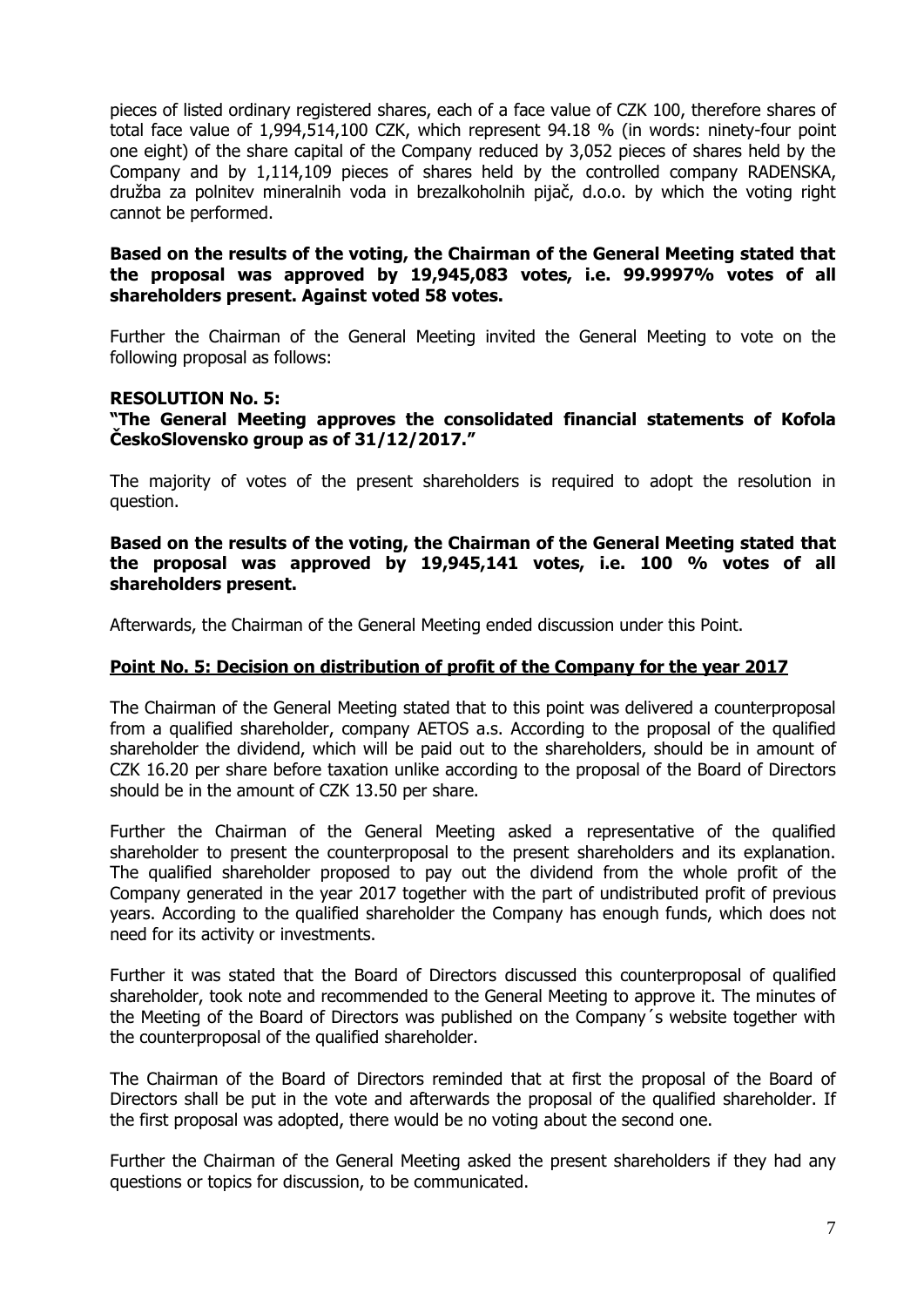pieces of listed ordinary registered shares, each of a face value of CZK 100, therefore shares of total face value of 1,994,514,100 CZK, which represent 94.18 % (in words: ninety-four point one eight) of the share capital of the Company reduced by 3,052 pieces of shares held by the Company and by 1,114,109 pieces of shares held by the controlled company RADENSKA, družba za polnitev mineralnih voda in brezalkoholnih pijač, d.o.o. by which the voting right cannot be performed.

**Based on the results of the voting, the Chairman of the General Meeting stated that the proposal was approved by 19,945,083 votes, i.e. 99.9997% votes of all shareholders present. Against voted 58 votes.**

Further the Chairman of the General Meeting invited the General Meeting to vote on the following proposal as follows:

**RESOLUTION No. 5:**
**"The General Meeting approves the consolidated financial statements of Kofola ČeskoSlovensko group as of 31/12/2017."**

The majority of votes of the present shareholders is required to adopt the resolution in question.

**Based on the results of the voting, the Chairman of the General Meeting stated that the proposal was approved by 19,945,141 votes, i.e. 100 % votes of all shareholders present.**

Afterwards, the Chairman of the General Meeting ended discussion under this Point.

**<u>Point No. 5: Decision on distribution of profit of the Company for the year 2017</u>**

The Chairman of the General Meeting stated that to this point was delivered a counterproposal from a qualified shareholder, company AETOS a.s. According to the proposal of the qualified shareholder the dividend, which will be paid out to the shareholders, should be in amount of CZK 16.20 per share before taxation unlike according to the proposal of the Board of Directors should be in the amount of CZK 13.50 per share.

Further the Chairman of the General Meeting asked a representative of the qualified shareholder to present the counterproposal to the present shareholders and its explanation. The qualified shareholder proposed to pay out the dividend from the whole profit of the Company generated in the year 2017 together with the part of undistributed profit of previous years. According to the qualified shareholder the Company has enough funds, which does not need for its activity or investments.

Further it was stated that the Board of Directors discussed this counterproposal of qualified shareholder, took note and recommended to the General Meeting to approve it. The minutes of the Meeting of the Board of Directors was published on the Company´s website together with the counterproposal of the qualified shareholder.

The Chairman of the Board of Directors reminded that at first the proposal of the Board of Directors shall be put in the vote and afterwards the proposal of the qualified shareholder. If the first proposal was adopted, there would be no voting about the second one.

Further the Chairman of the General Meeting asked the present shareholders if they had any questions or topics for discussion, to be communicated.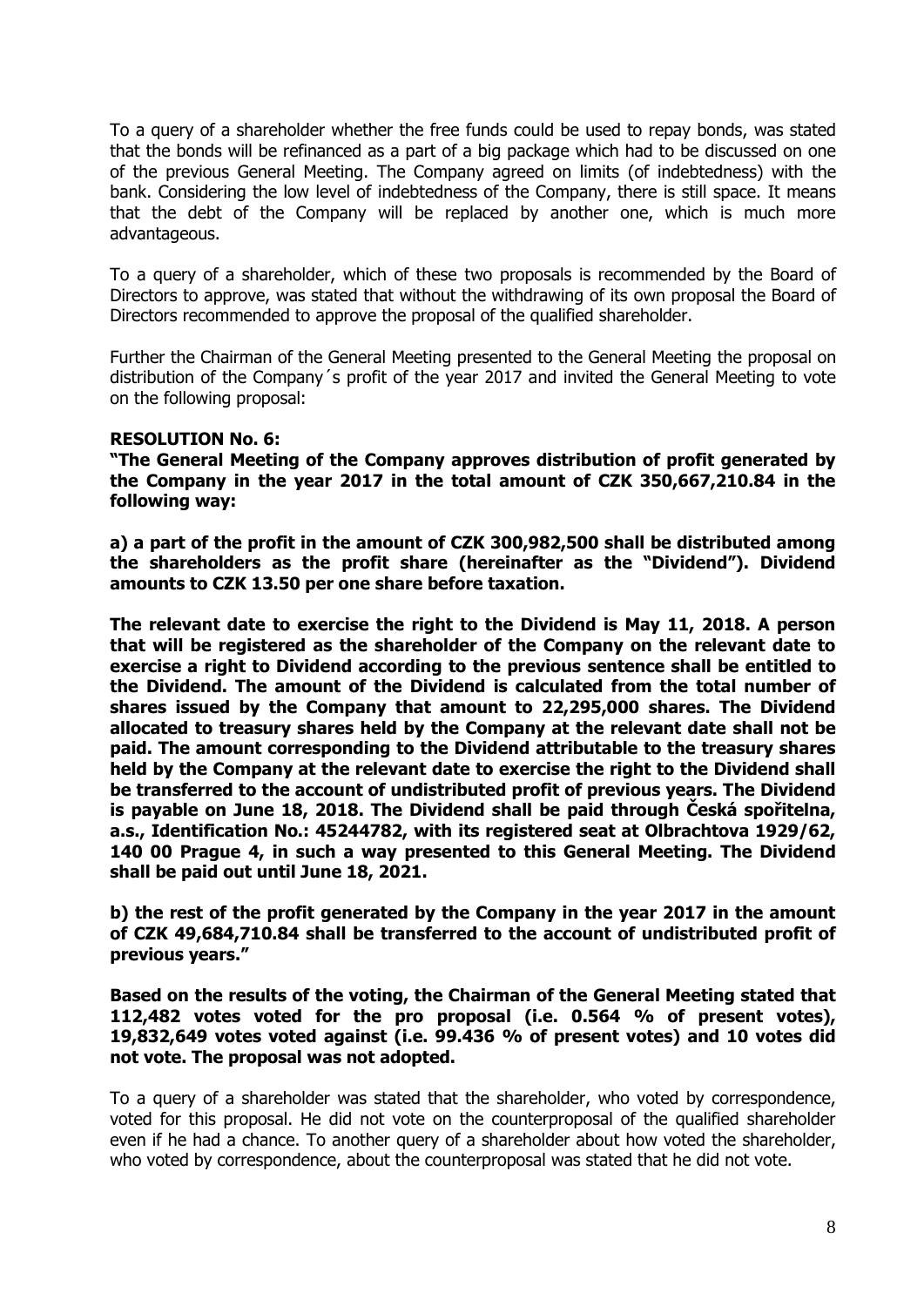To a query of a shareholder whether the free funds could be used to repay bonds, was stated that the bonds will be refinanced as a part of a big package which had to be discussed on one of the previous General Meeting. The Company agreed on limits (of indebtedness) with the bank. Considering the low level of indebtedness of the Company, there is still space. It means that the debt of the Company will be replaced by another one, which is much more advantageous.

To a query of a shareholder, which of these two proposals is recommended by the Board of Directors to approve, was stated that without the withdrawing of its own proposal the Board of Directors recommended to approve the proposal of the qualified shareholder.

Further the Chairman of the General Meeting presented to the General Meeting the proposal on distribution of the Company´s profit of the year 2017 and invited the General Meeting to vote on the following proposal:

**RESOLUTION No. 6:**

**"The General Meeting of the Company approves distribution of profit generated by the Company in the year 2017 in the total amount of CZK 350,667,210.84 in the following way:**

**a) a part of the profit in the amount of CZK 300,982,500 shall be distributed among the shareholders as the profit share (hereinafter as the "Dividend"). Dividend amounts to CZK 13.50 per one share before taxation.**

**The relevant date to exercise the right to the Dividend is May 11, 2018. A person that will be registered as the shareholder of the Company on the relevant date to exercise a right to Dividend according to the previous sentence shall be entitled to the Dividend. The amount of the Dividend is calculated from the total number of shares issued by the Company that amount to 22,295,000 shares. The Dividend allocated to treasury shares held by the Company at the relevant date shall not be paid. The amount corresponding to the Dividend attributable to the treasury shares held by the Company at the relevant date to exercise the right to the Dividend shall be transferred to the account of undistributed profit of previous years. The Dividend is payable on June 18, 2018. The Dividend shall be paid through Česká spořitelna, a.s., Identification No.: 45244782, with its registered seat at Olbrachtova 1929/62, 140 00 Prague 4, in such a way presented to this General Meeting. The Dividend shall be paid out until June 18, 2021.**

**b) the rest of the profit generated by the Company in the year 2017 in the amount of CZK 49,684,710.84 shall be transferred to the account of undistributed profit of previous years."**

**Based on the results of the voting, the Chairman of the General Meeting stated that 112,482 votes voted for the pro proposal (i.e. 0.564 % of present votes), 19,832,649 votes voted against (i.e. 99.436 % of present votes) and 10 votes did not vote. The proposal was not adopted.**

To a query of a shareholder was stated that the shareholder, who voted by correspondence, voted for this proposal. He did not vote on the counterproposal of the qualified shareholder even if he had a chance. To another query of a shareholder about how voted the shareholder, who voted by correspondence, about the counterproposal was stated that he did not vote.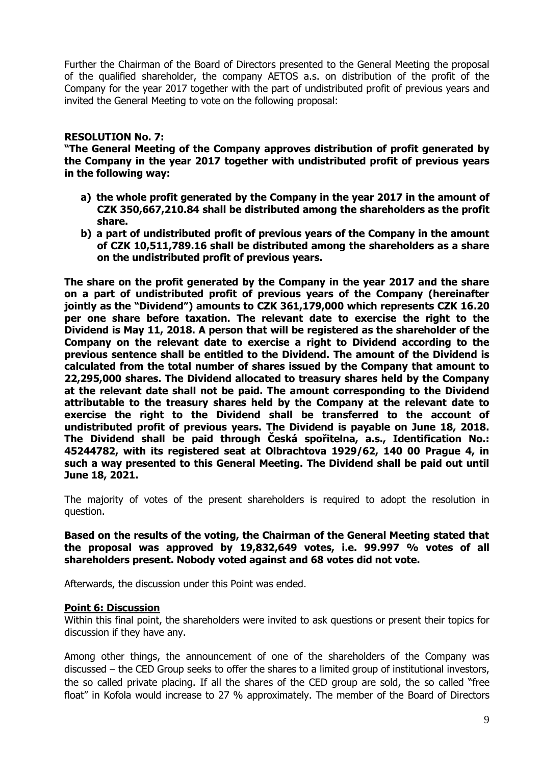Further the Chairman of the Board of Directors presented to the General Meeting the proposal of the qualified shareholder, the company AETOS a.s. on distribution of the profit of the Company for the year 2017 together with the part of undistributed profit of previous years and invited the General Meeting to vote on the following proposal:

**RESOLUTION No. 7:**

**"The General Meeting of the Company approves distribution of profit generated by the Company in the year 2017 together with undistributed profit of previous years in the following way:**

**a) the whole profit generated by the Company in the year 2017 in the amount of CZK 350,667,210.84 shall be distributed among the shareholders as the profit share.**

**b) a part of undistributed profit of previous years of the Company in the amount of CZK 10,511,789.16 shall be distributed among the shareholders as a share on the undistributed profit of previous years.**

**The share on the profit generated by the Company in the year 2017 and the share on a part of undistributed profit of previous years of the Company (hereinafter jointly as the "Dividend") amounts to CZK 361,179,000 which represents CZK 16.20 per one share before taxation. The relevant date to exercise the right to the Dividend is May 11, 2018. A person that will be registered as the shareholder of the Company on the relevant date to exercise a right to Dividend according to the previous sentence shall be entitled to the Dividend. The amount of the Dividend is calculated from the total number of shares issued by the Company that amount to 22,295,000 shares. The Dividend allocated to treasury shares held by the Company at the relevant date shall not be paid. The amount corresponding to the Dividend attributable to the treasury shares held by the Company at the relevant date to exercise the right to the Dividend shall be transferred to the account of undistributed profit of previous years. The Dividend is payable on June 18, 2018. The Dividend shall be paid through Česká spořitelna, a.s., Identification No.: 45244782, with its registered seat at Olbrachtova 1929/62, 140 00 Prague 4, in such a way presented to this General Meeting. The Dividend shall be paid out until June 18, 2021.**

The majority of votes of the present shareholders is required to adopt the resolution in question.

**Based on the results of the voting, the Chairman of the General Meeting stated that the proposal was approved by 19,832,649 votes, i.e. 99.997 % votes of all shareholders present. Nobody voted against and 68 votes did not vote.**

Afterwards, the discussion under this Point was ended.

**Point 6: Discussion**

Within this final point, the shareholders were invited to ask questions or present their topics for discussion if they have any.

Among other things, the announcement of one of the shareholders of the Company was discussed – the CED Group seeks to offer the shares to a limited group of institutional investors, the so called private placing. If all the shares of the CED group are sold, the so called "free float" in Kofola would increase to 27 % approximately. The member of the Board of Directors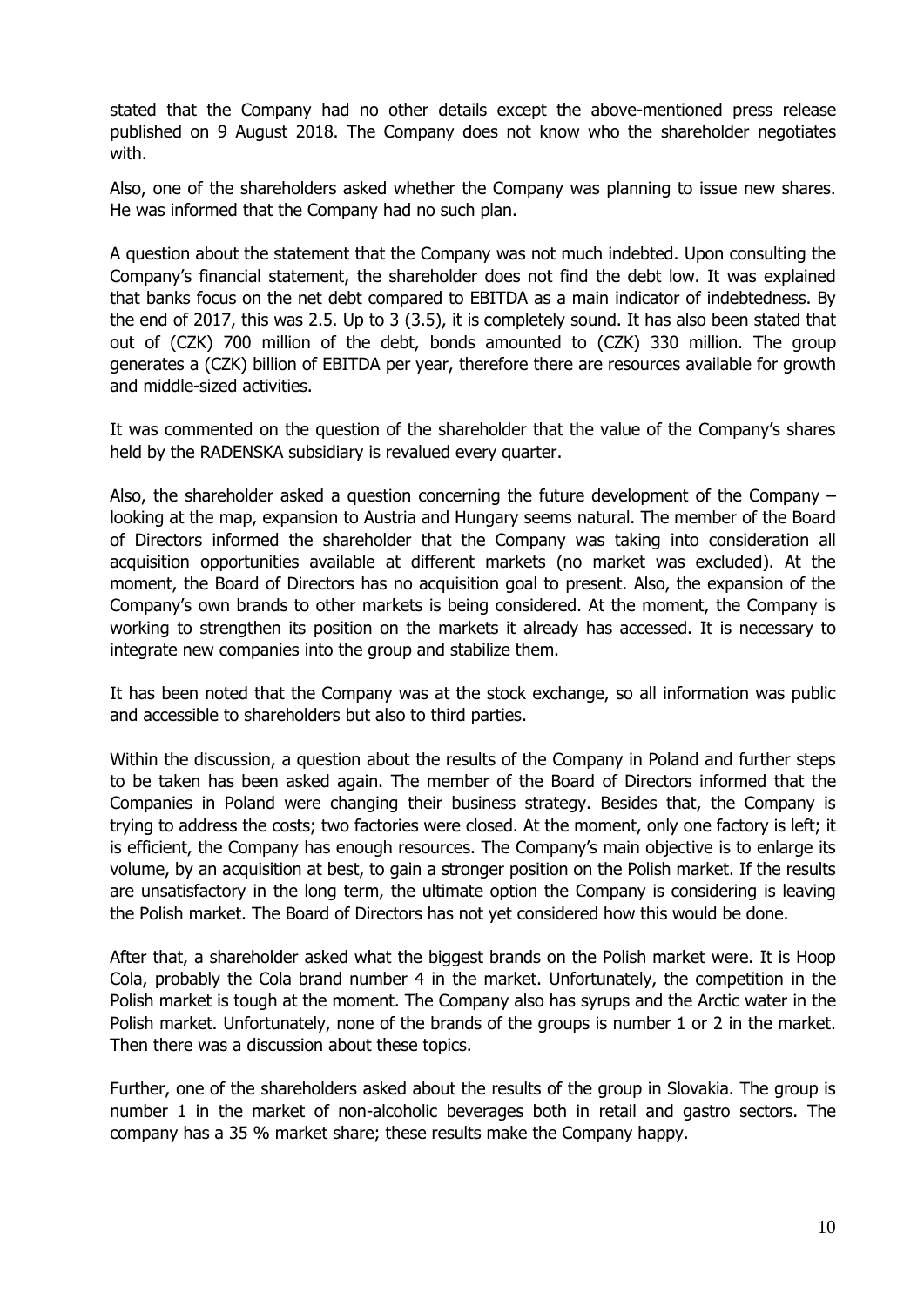stated that the Company had no other details except the above-mentioned press release published on 9 August 2018. The Company does not know who the shareholder negotiates with.

Also, one of the shareholders asked whether the Company was planning to issue new shares. He was informed that the Company had no such plan.

A question about the statement that the Company was not much indebted. Upon consulting the Company's financial statement, the shareholder does not find the debt low. It was explained that banks focus on the net debt compared to EBITDA as a main indicator of indebtedness. By the end of 2017, this was 2.5. Up to 3 (3.5), it is completely sound. It has also been stated that out of (CZK) 700 million of the debt, bonds amounted to (CZK) 330 million. The group generates a (CZK) billion of EBITDA per year, therefore there are resources available for growth and middle-sized activities.

It was commented on the question of the shareholder that the value of the Company's shares held by the RADENSKA subsidiary is revalued every quarter.

Also, the shareholder asked a question concerning the future development of the Company – looking at the map, expansion to Austria and Hungary seems natural. The member of the Board of Directors informed the shareholder that the Company was taking into consideration all acquisition opportunities available at different markets (no market was excluded). At the moment, the Board of Directors has no acquisition goal to present. Also, the expansion of the Company's own brands to other markets is being considered. At the moment, the Company is working to strengthen its position on the markets it already has accessed. It is necessary to integrate new companies into the group and stabilize them.

It has been noted that the Company was at the stock exchange, so all information was public and accessible to shareholders but also to third parties.

Within the discussion, a question about the results of the Company in Poland and further steps to be taken has been asked again. The member of the Board of Directors informed that the Companies in Poland were changing their business strategy. Besides that, the Company is trying to address the costs; two factories were closed. At the moment, only one factory is left; it is efficient, the Company has enough resources. The Company's main objective is to enlarge its volume, by an acquisition at best, to gain a stronger position on the Polish market. If the results are unsatisfactory in the long term, the ultimate option the Company is considering is leaving the Polish market. The Board of Directors has not yet considered how this would be done.

After that, a shareholder asked what the biggest brands on the Polish market were. It is Hoop Cola, probably the Cola brand number 4 in the market. Unfortunately, the competition in the Polish market is tough at the moment. The Company also has syrups and the Arctic water in the Polish market. Unfortunately, none of the brands of the groups is number 1 or 2 in the market. Then there was a discussion about these topics.

Further, one of the shareholders asked about the results of the group in Slovakia. The group is number 1 in the market of non-alcoholic beverages both in retail and gastro sectors. The company has a 35 % market share; these results make the Company happy.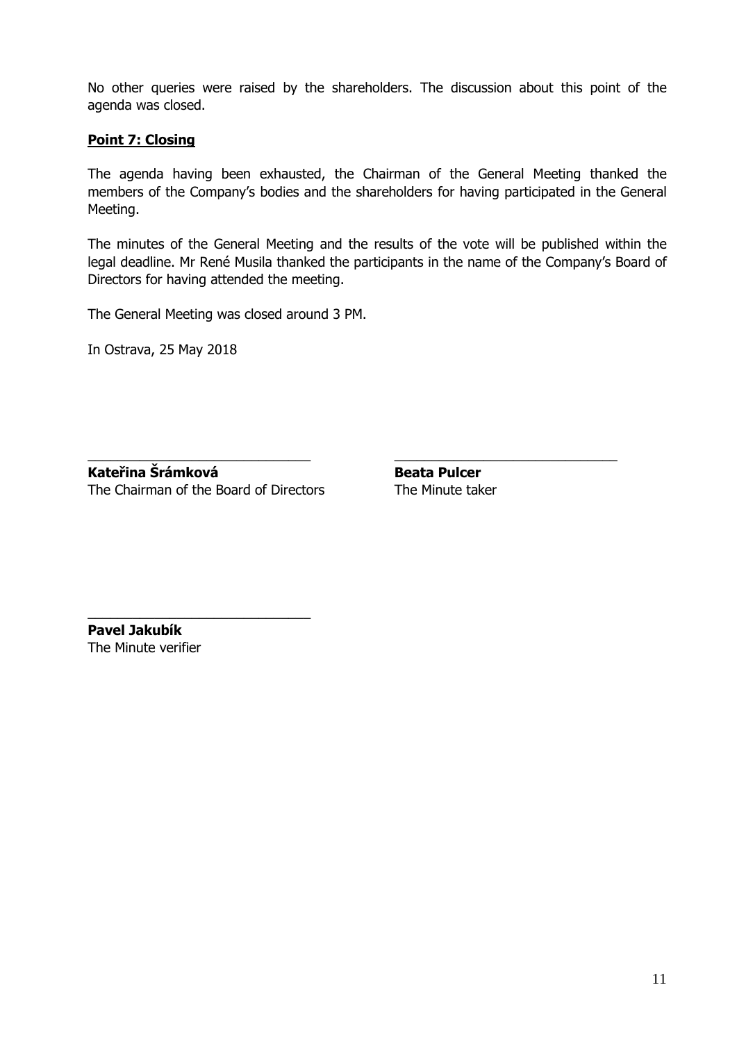No other queries were raised by the shareholders. The discussion about this point of the agenda was closed.

**Point 7: Closing**

The agenda having been exhausted, the Chairman of the General Meeting thanked the members of the Company's bodies and the shareholders for having participated in the General Meeting.

The minutes of the General Meeting and the results of the vote will be published within the legal deadline. Mr René Musila thanked the participants in the name of the Company's Board of Directors for having attended the meeting.

The General Meeting was closed around 3 PM.

In Ostrava, 25 May 2018

______________________________

**Kateřina Šrámková**
The Chairman of the Board of Directors

______________________________

**Beata Pulcer**
The Minute taker

______________________________

**Pavel Jakubík**
The Minute verifier